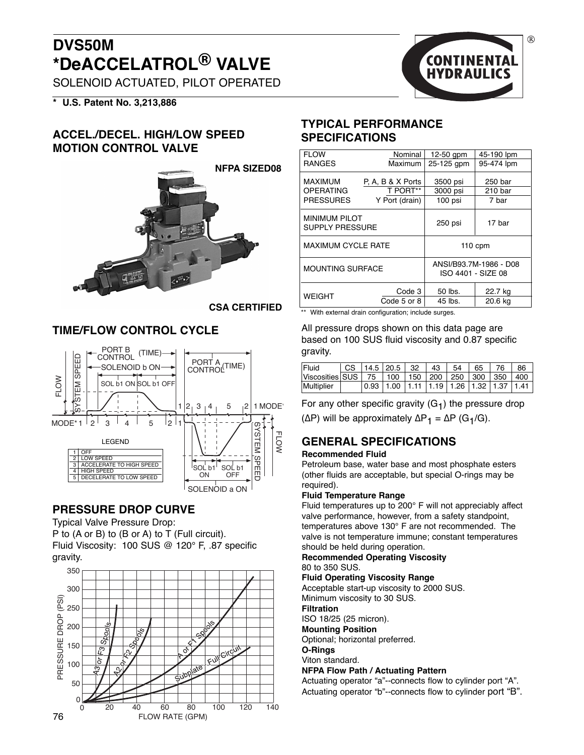# DVS50M
# *DeACCELATROL® VALVE

SOLENOID ACTUATED, PILOT OPERATED

**\* U.S. Patent No. 3,213,886**

## ACCEL./DECEL. HIGH/LOW SPEED MOTION CONTROL VALVE

NFPA SIZED08

CSA CERTIFIED

## TIME/FLOW CONTROL CYCLE

LEGEND

| | |
|---|---|
| 1 | OFF |
| 2 | LOW SPEED |
| 3 | ACCELERATE TO HIGH SPEED |
| 4 | HIGH SPEED |
| 5 | DECELERATE TO LOW SPEED |

## PRESSURE DROP CURVE

Typical Valve Pressure Drop:
P to (A or B) to (B or A) to T (Full circuit).
Fluid Viscosity: 100 SUS @ 120° F, .87 specific gravity.

## TYPICAL PERFORMANCE SPECIFICATIONS

| | | | |
|---|---|---|---|
| FLOW RANGES | Nominal | 12-50 gpm | 45-190 lpm |
| | Maximum | 25-125 gpm | 95-474 lpm |
| MAXIMUM OPERATING PRESSURES | P, A, B & X Ports | 3500 psi | 250 bar |
| | T PORT** | 3000 psi | 210 bar |
| | Y Port (drain) | 100 psi | 7 bar |
| MINIMUM PILOT SUPPLY PRESSURE | | 250 psi | 17 bar |
| MAXIMUM CYCLE RATE | | 110 cpm | |
| MOUNTING SURFACE | | ANSI/B93.7M-1986 - D08 ISO 4401 - SIZE 08 | |
| WEIGHT | Code 3 | 50 lbs. | 22.7 kg |
| | Code 5 or 8 | 45 lbs. | 20.6 kg |

** With external drain configuration; include surges.

All pressure drops shown on this data page are based on 100 SUS fluid viscosity and 0.87 specific gravity.

| Fluid Viscosities | CS | 14.5 | 20.5 | 32 | 43 | 54 | 65 | 76 | 86 |
|---|---|---|---|---|---|---|---|---|---|
| | SUS | 75 | 100 | 150 | 200 | 250 | 300 | 350 | 400 |
| Multiplier | | 0.93 | 1.00 | 1.11 | 1.19 | 1.26 | 1.32 | 1.37 | 1.41 |

For any other specific gravity ($G_1$) the pressure drop ($\Delta P$) will be approximately $\Delta P_1 = \Delta P\ (G_1/G)$.

## GENERAL SPECIFICATIONS

**Recommended Fluid**
Petroleum base, water base and most phosphate esters (other fluids are acceptable, but special O-rings may be required).

**Fluid Temperature Range**
Fluid temperatures up to 200° F will not appreciably affect valve performance, however, from a safety standpoint, temperatures above 130° F are not recommended. The valve is not temperature immune; constant temperatures should be held during operation.

**Recommended Operating Viscosity**
80 to 350 SUS.

**Fluid Operating Viscosity Range**
Acceptable start-up viscosity to 2000 SUS.
Minimum viscosity to 30 SUS.

**Filtration**
ISO 18/25 (25 micron).

**Mounting Position**
Optional; horizontal preferred.

**O-Rings**
Viton standard.

**NFPA Flow Path / Actuating Pattern**
Actuating operator "a"--connects flow to cylinder port "A".
Actuating operator "b"--connects flow to cylinder port "B".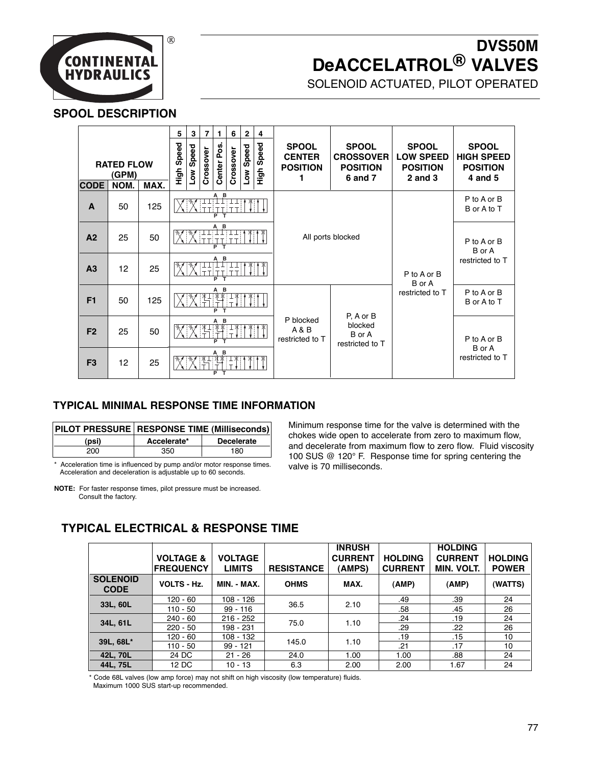# DVS50M DeACCELATROL® VALVES

SOLENOID ACTUATED, PILOT OPERATED

## SPOOL DESCRIPTION

| CODE | RATED FLOW (GPM) NOM. | MAX. | Symbol (5 High Speed, 3 Low Speed, 7 Crossover, 1 Center Pos., 6 Crossover, 2 Low Speed, 4 High Speed) | SPOOL CENTER POSITION 1 | SPOOL CROSSOVER POSITION 6 and 7 | SPOOL LOW SPEED POSITION 2 and 3 | SPOOL HIGH SPEED POSITION 4 and 5 |
|---|---|---|---|---|---|---|---|
| A | 50 | 125 | | All ports blocked | | P to A or B B or A restricted to T | P to A or B B or A to T |
| A2 | 25 | 50 | | | | | P to A or B B or A restricted to T |
| A3 | 12 | 25 | | | | | |
| F1 | 50 | 125 | | P blocked A & B restricted to T | P, A or B blocked B or A restricted to T | | P to A or B B or A to T |
| F2 | 25 | 50 | | | | | P to A or B B or A restricted to T |
| F3 | 12 | 25 | | | | | |

## TYPICAL MINIMAL RESPONSE TIME INFORMATION

| PILOT PRESSURE | RESPONSE TIME (Milliseconds) | |
|---|---|---|
| (psi) | Accelerate* | Decelerate |
| 200 | 350 | 180 |

\* Acceleration time is influenced by pump and/or motor response times. Acceleration and deceleration is adjustable up to 60 seconds.

**NOTE:** For faster response times, pilot pressure must be increased. Consult the factory.

Minimum response time for the valve is determined with the chokes wide open to accelerate from zero to maximum flow, and decelerate from maximum flow to zero flow. Fluid viscosity 100 SUS @ 120° F. Response time for spring centering the valve is 70 milliseconds.

## TYPICAL ELECTRICAL & RESPONSE TIME

| SOLENOID CODE | VOLTAGE & FREQUENCY VOLTS - Hz. | VOLTAGE LIMITS MIN. - MAX. | RESISTANCE OHMS | INRUSH CURRENT (AMPS) MAX. | HOLDING CURRENT (AMP) | HOLDING CURRENT MIN. VOLT. (AMP) | HOLDING POWER (WATTS) |
|---|---|---|---|---|---|---|---|
| 33L, 60L | 120 - 60 | 108 - 126 | 36.5 | 2.10 | .49 | .39 | 24 |
| | 110 - 50 | 99 - 116 | | | .58 | .45 | 26 |
| 34L, 61L | 240 - 60 | 216 - 252 | 75.0 | 1.10 | .24 | .19 | 24 |
| | 220 - 50 | 198 - 231 | | | .29 | .22 | 26 |
| 39L, 68L* | 120 - 60 | 108 - 132 | 145.0 | 1.10 | .19 | .15 | 10 |
| | 110 - 50 | 99 - 121 | | | .21 | .17 | 10 |
| 42L, 70L | 24 DC | 21 - 26 | 24.0 | 1.00 | 1.00 | .88 | 24 |
| 44L, 75L | 12 DC | 10 - 13 | 6.3 | 2.00 | 2.00 | 1.67 | 24 |

\* Code 68L valves (low amp force) may not shift on high viscosity (low temperature) fluids. Maximum 1000 SUS start-up recommended.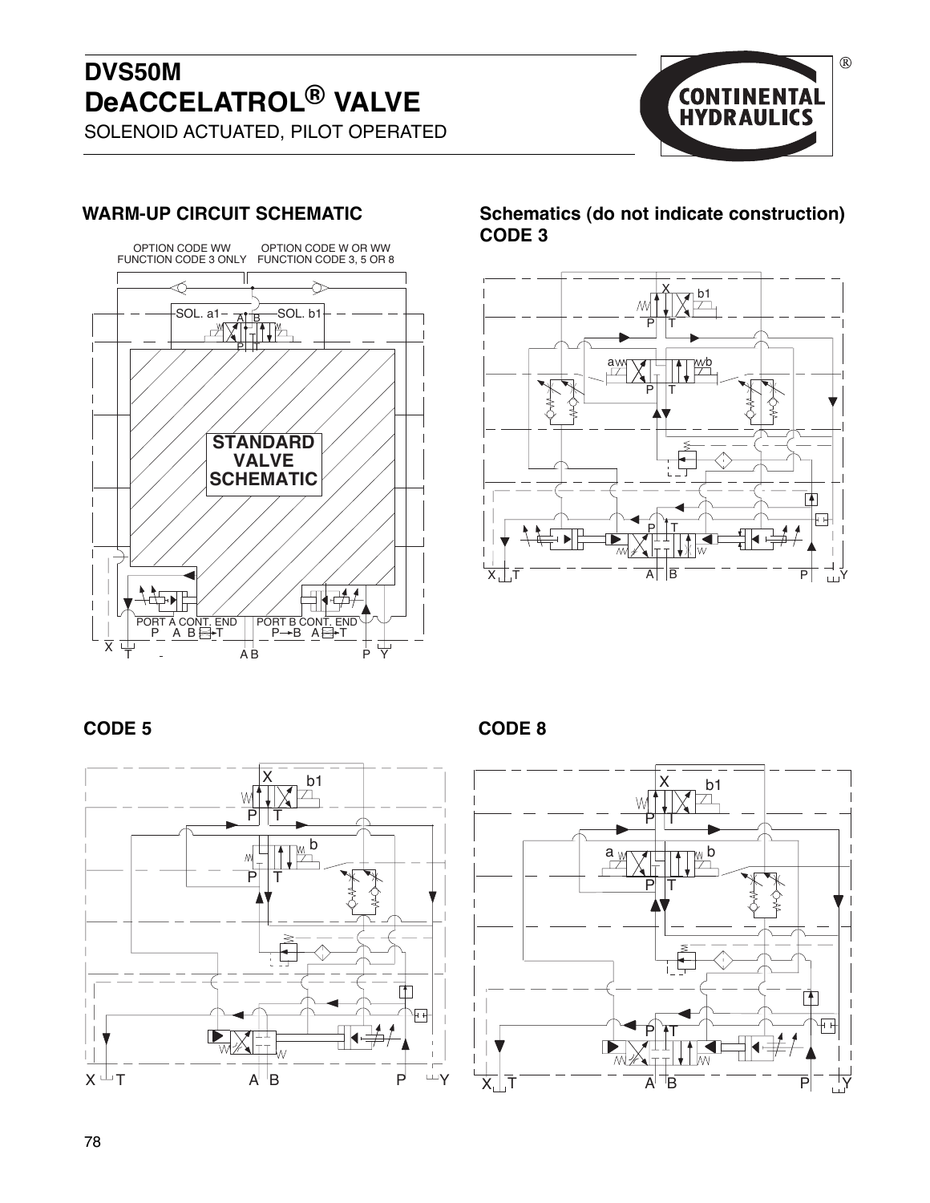# DVS50M DeACCELATROL® VALVE

SOLENOID ACTUATED, PILOT OPERATED

## WARM-UP CIRCUIT SCHEMATIC

OPTION CODE WW FUNCTION CODE 3 ONLY

OPTION CODE W OR WW FUNCTION CODE 3, 5 OR 8

SOL. a1 SOL. b1

STANDARD VALVE SCHEMATIC

PORT A CONT. END P A B T

PORT B CONT. END P→B A T

X T A B P Y

## Schematics (do not indicate construction) CODE 3

## CODE 5

## CODE 8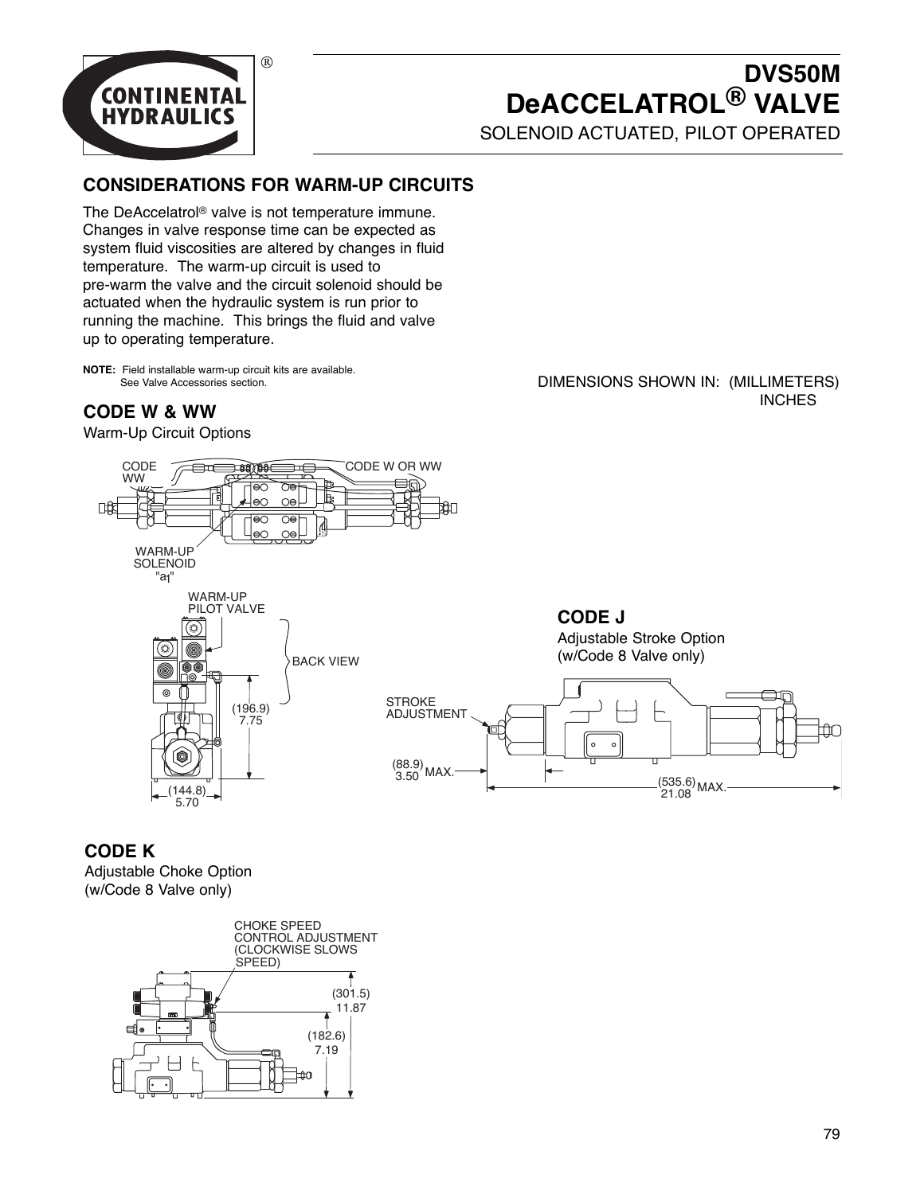# DVS50M DeACCELATROL® VALVE

SOLENOID ACTUATED, PILOT OPERATED

## CONSIDERATIONS FOR WARM-UP CIRCUITS

The DeAccelatrol® valve is not temperature immune. Changes in valve response time can be expected as system fluid viscosities are altered by changes in fluid temperature. The warm-up circuit is used to pre-warm the valve and the circuit solenoid should be actuated when the hydraulic system is run prior to running the machine. This brings the fluid and valve up to operating temperature.

**NOTE:** Field installable warm-up circuit kits are available. See Valve Accessories section.

DIMENSIONS SHOWN IN: (MILLIMETERS) INCHES

## CODE W & WW

Warm-Up Circuit Options

CODE WW

CODE W OR WW

WARM-UP SOLENOID "a1"

WARM-UP PILOT VALVE

BACK VIEW

(196.9) 7.75

(144.8) 5.70

## CODE J

Adjustable Stroke Option (w/Code 8 Valve only)

STROKE ADJUSTMENT

(88.9) 3.50 MAX.

(535.6) 21.08 MAX.

## CODE K

Adjustable Choke Option (w/Code 8 Valve only)

CHOKE SPEED CONTROL ADJUSTMENT (CLOCKWISE SLOWS SPEED)

(301.5) 11.87

(182.6) 7.19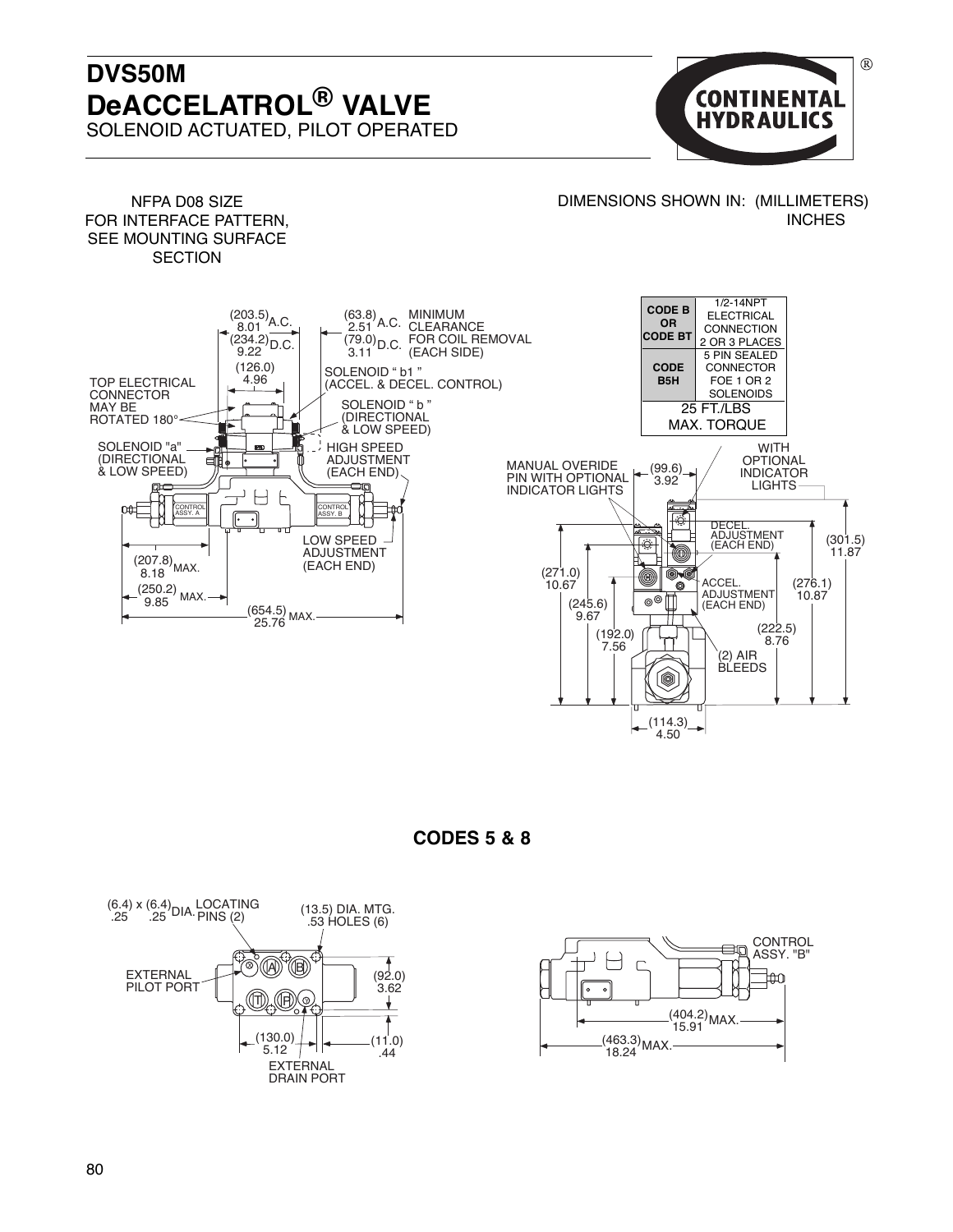# DVS50M
# DeACCELATROL® VALVE
## SOLENOID ACTUATED, PILOT OPERATED

NFPA D08 SIZE
FOR INTERFACE PATTERN,
SEE MOUNTING SURFACE
SECTION

DIMENSIONS SHOWN IN: (MILLIMETERS)
INCHES

| **CODE B OR CODE BT** | 1/2-14NPT ELECTRICAL CONNECTION 2 OR 3 PLACES |
|---|---|
| **CODE B5H** | 5 PIN SEALED CONNECTOR FOE 1 OR 2 SOLENOIDS |
| 25 FT./LBS MAX. TORQUE | |

(203.5) 8.01 A.C.
(234.2) 9.22 D.C.
(126.0) 4.96
(63.8) 2.51 A.C.
(79.0) 3.11 D.C.
MINIMUM CLEARANCE FOR COIL REMOVAL (EACH SIDE)

TOP ELECTRICAL CONNECTOR MAY BE ROTATED 180°

SOLENOID "b1" (ACCEL. & DECEL. CONTROL)

SOLENOID "b" (DIRECTIONAL & LOW SPEED)

SOLENOID "a" (DIRECTIONAL & LOW SPEED)

HIGH SPEED ADJUSTMENT (EACH END)

LOW SPEED ADJUSTMENT (EACH END)

CONTROL ASSY. A

CONTROL ASSY. B

(207.8) 8.18 MAX.
(250.2) 9.85 MAX.
(654.5) 25.76 MAX.

MANUAL OVERIDE PIN WITH OPTIONAL INDICATOR LIGHTS

WITH OPTIONAL INDICATOR LIGHTS

(99.6) 3.92

DECEL. ADJUSTMENT (EACH END)

ACCEL. ADJUSTMENT (EACH END)

(2) AIR BLEEDS

(271.0) 10.67
(245.6) 9.67
(192.0) 7.56
(301.5) 11.87
(276.1) 10.87
(222.5) 8.76
(114.3) 4.50

## CODES 5 & 8

(6.4) x (6.4) DIA. LOCATING PINS (2)
.25 .25

(13.5) DIA. MTG. .53 HOLES (6)

EXTERNAL PILOT PORT

EXTERNAL DRAIN PORT

(92.0) 3.62
(130.0) 5.12
(11.0) .44

CONTROL ASSY. "B"

(404.2) 15.91 MAX.
(463.3) 18.24 MAX.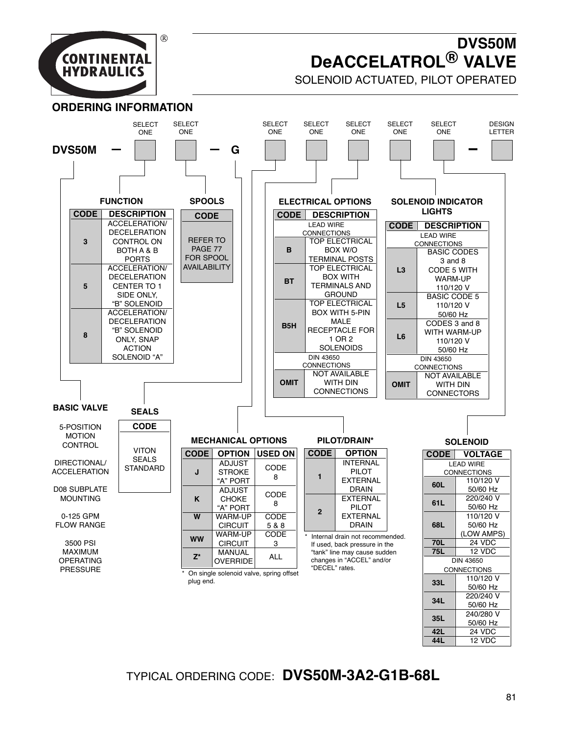# DVS50M DeACCELATROL® VALVE

SOLENOID ACTUATED, PILOT OPERATED

## ORDERING INFORMATION

DVS50M – [SELECT ONE] [SELECT ONE] – G [SELECT ONE] [SELECT ONE] [SELECT ONE] [SELECT ONE] [SELECT ONE] – [DESIGN LETTER]

### BASIC VALVE

5-POSITION MOTION CONTROL

DIRECTIONAL/ ACCELERATION

D08 SUBPLATE MOUNTING

0-125 GPM FLOW RANGE

3500 PSI MAXIMUM OPERATING PRESSURE

### FUNCTION

| CODE | DESCRIPTION |
|---|---|
| 3 | ACCELERATION/ DECELERATION CONTROL ON BOTH A & B PORTS |
| 5 | ACCELERATION/ DECELERATION CENTER TO 1 SIDE ONLY, "B" SOLENOID |
| 8 | ACCELERATION/ DECELERATION "B" SOLENOID ONLY, SNAP ACTION SOLENOID "A" |

### SPOOLS

| CODE |
|---|
| REFER TO PAGE 77 FOR SPOOL AVAILABILITY |

### SEALS

| CODE |
|---|
| VITON SEALS STANDARD |

### MECHANICAL OPTIONS

| CODE | OPTION | USED ON |
|---|---|---|
| J | ADJUST STROKE "A" PORT | CODE 8 |
| K | ADJUST CHOKE "A" PORT | CODE 8 |
| W | WARM-UP CIRCUIT | CODE 5 & 8 |
| WW | WARM-UP CIRCUIT | CODE 3 |
| Z* | MANUAL OVERRIDE | ALL |

\* On single solenoid valve, spring offset plug end.

### PILOT/DRAIN*

| CODE | OPTION |
|---|---|
| 1 | INTERNAL PILOT EXTERNAL DRAIN |
| 2 | EXTERNAL PILOT EXTERNAL DRAIN |

\* Internal drain not recommended. If used, back pressure in the "tank" line may cause sudden changes in "ACCEL" and/or "DECEL" rates.

### ELECTRICAL OPTIONS

| CODE | DESCRIPTION |
|---|---|
| LEAD WIRE CONNECTIONS | |
| B | TOP ELECTRICAL BOX W/O TERMINAL POSTS |
| BT | TOP ELECTRICAL BOX WITH TERMINALS AND GROUND |
| B5H | TOP ELECTRICAL BOX WITH 5-PIN MALE RECEPTACLE FOR 1 OR 2 SOLENOIDS |
| DIN 43650 CONNECTIONS | |
| OMIT | NOT AVAILABLE WITH DIN CONNECTIONS |

### SOLENOID INDICATOR LIGHTS

| CODE | DESCRIPTION |
|---|---|
| LEAD WIRE CONNECTIONS | |
| L3 | BASIC CODES 3 and 8 CODE 5 WITH WARM-UP 110/120 V |
| L5 | BASIC CODE 5 110/120 V 50/60 Hz |
| L6 | CODES 3 and 8 WITH WARM-UP 110/120 V 50/60 Hz |
| DIN 43650 CONNECTIONS | |
| OMIT | NOT AVAILABLE WITH DIN CONNECTORS |

### SOLENOID

| CODE | VOLTAGE |
|---|---|
| LEAD WIRE CONNECTIONS | |
| 60L | 110/120 V 50/60 Hz |
| 61L | 220/240 V 50/60 Hz |
| 68L | 110/120 V 50/60 Hz (LOW AMPS) |
| 70L | 24 VDC |
| 75L | 12 VDC |
| DIN 43650 CONNECTIONS | |
| 33L | 110/120 V 50/60 Hz |
| 34L | 220/240 V 50/60 Hz |
| 35L | 240/280 V 50/60 Hz |
| 42L | 24 VDC |
| 44L | 12 VDC |

TYPICAL ORDERING CODE: **DVS50M-3A2-G1B-68L**